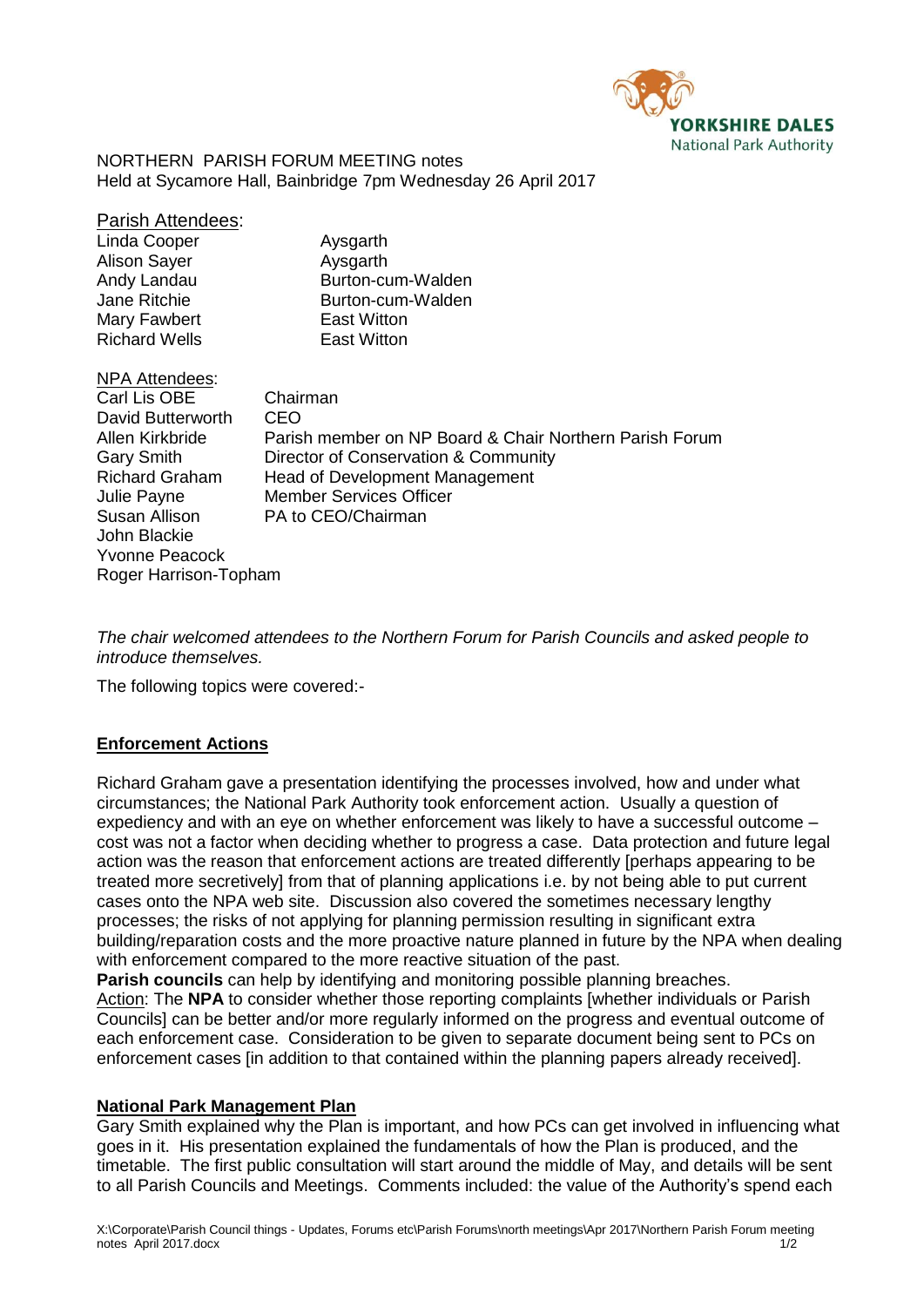NORTHERN PARISH FORUM MEETING notes
Held at Sycamore Hall, Bainbridge 7pm Wednesday 26 April 2017

Parish Attendees:

| | |
|---|---|
| Linda Cooper | Aysgarth |
| Alison Sayer | Aysgarth |
| Andy Landau | Burton-cum-Walden |
| Jane Ritchie | Burton-cum-Walden |
| Mary Fawbert | East Witton |
| Richard Wells | East Witton |

NPA Attendees:

| | |
|---|---|
| Carl Lis OBE | Chairman |
| David Butterworth | CEO |
| Allen Kirkbride | Parish member on NP Board & Chair Northern Parish Forum |
| Gary Smith | Director of Conservation & Community |
| Richard Graham | Head of Development Management |
| Julie Payne | Member Services Officer |
| Susan Allison | PA to CEO/Chairman |
| John Blackie | |
| Yvonne Peacock | |
| Roger Harrison-Topham | |

*The chair welcomed attendees to the Northern Forum for Parish Councils and asked people to introduce themselves.*

The following topics were covered:-

**Enforcement Actions**

Richard Graham gave a presentation identifying the processes involved, how and under what circumstances; the National Park Authority took enforcement action. Usually a question of expediency and with an eye on whether enforcement was likely to have a successful outcome – cost was not a factor when deciding whether to progress a case. Data protection and future legal action was the reason that enforcement actions are treated differently [perhaps appearing to be treated more secretively] from that of planning applications i.e. by not being able to put current cases onto the NPA web site. Discussion also covered the sometimes necessary lengthy processes; the risks of not applying for planning permission resulting in significant extra building/reparation costs and the more proactive nature planned in future by the NPA when dealing with enforcement compared to the more reactive situation of the past.

**Parish councils** can help by identifying and monitoring possible planning breaches.
Action: The **NPA** to consider whether those reporting complaints [whether individuals or Parish Councils] can be better and/or more regularly informed on the progress and eventual outcome of each enforcement case. Consideration to be given to separate document being sent to PCs on enforcement cases [in addition to that contained within the planning papers already received].

**National Park Management Plan**

Gary Smith explained why the Plan is important, and how PCs can get involved in influencing what goes in it. His presentation explained the fundamentals of how the Plan is produced, and the timetable. The first public consultation will start around the middle of May, and details will be sent to all Parish Councils and Meetings. Comments included: the value of the Authority's spend each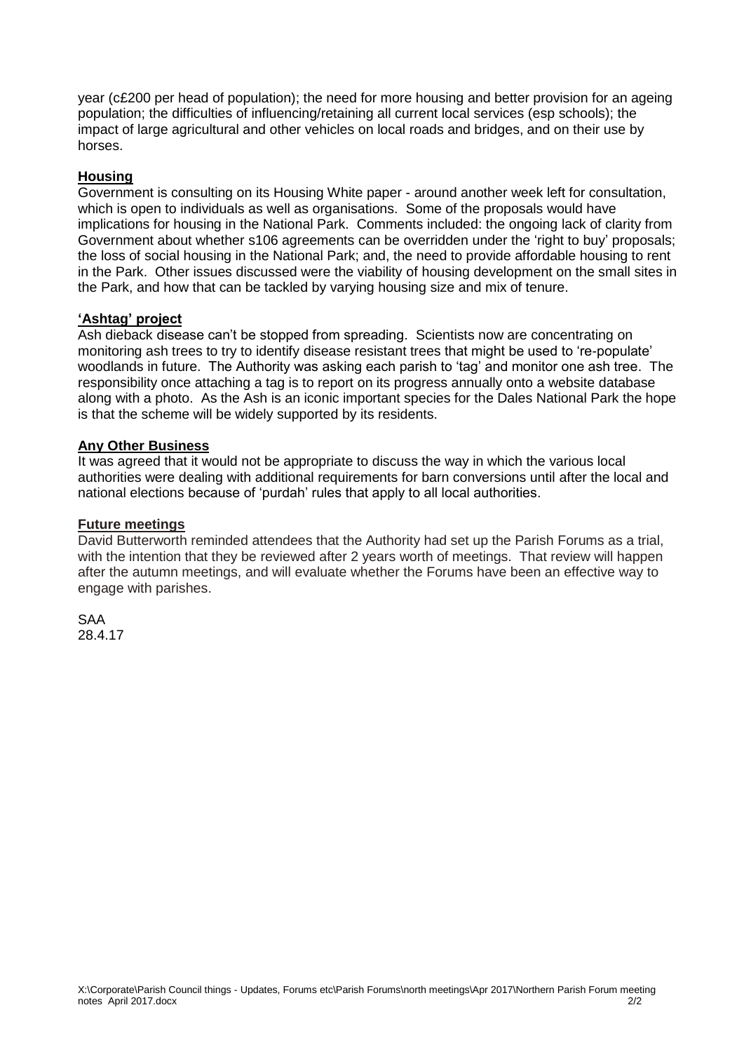year (c£200 per head of population); the need for more housing and better provision for an ageing population; the difficulties of influencing/retaining all current local services (esp schools); the impact of large agricultural and other vehicles on local roads and bridges, and on their use by horses.

## Housing

Government is consulting on its Housing White paper - around another week left for consultation, which is open to individuals as well as organisations. Some of the proposals would have implications for housing in the National Park. Comments included: the ongoing lack of clarity from Government about whether s106 agreements can be overridden under the 'right to buy' proposals; the loss of social housing in the National Park; and, the need to provide affordable housing to rent in the Park. Other issues discussed were the viability of housing development on the small sites in the Park, and how that can be tackled by varying housing size and mix of tenure.

## 'Ashtag' project

Ash dieback disease can't be stopped from spreading. Scientists now are concentrating on monitoring ash trees to try to identify disease resistant trees that might be used to 're-populate' woodlands in future. The Authority was asking each parish to 'tag' and monitor one ash tree. The responsibility once attaching a tag is to report on its progress annually onto a website database along with a photo. As the Ash is an iconic important species for the Dales National Park the hope is that the scheme will be widely supported by its residents.

## Any Other Business

It was agreed that it would not be appropriate to discuss the way in which the various local authorities were dealing with additional requirements for barn conversions until after the local and national elections because of 'purdah' rules that apply to all local authorities.

## Future meetings

David Butterworth reminded attendees that the Authority had set up the Parish Forums as a trial, with the intention that they be reviewed after 2 years worth of meetings. That review will happen after the autumn meetings, and will evaluate whether the Forums have been an effective way to engage with parishes.

SAA
28.4.17